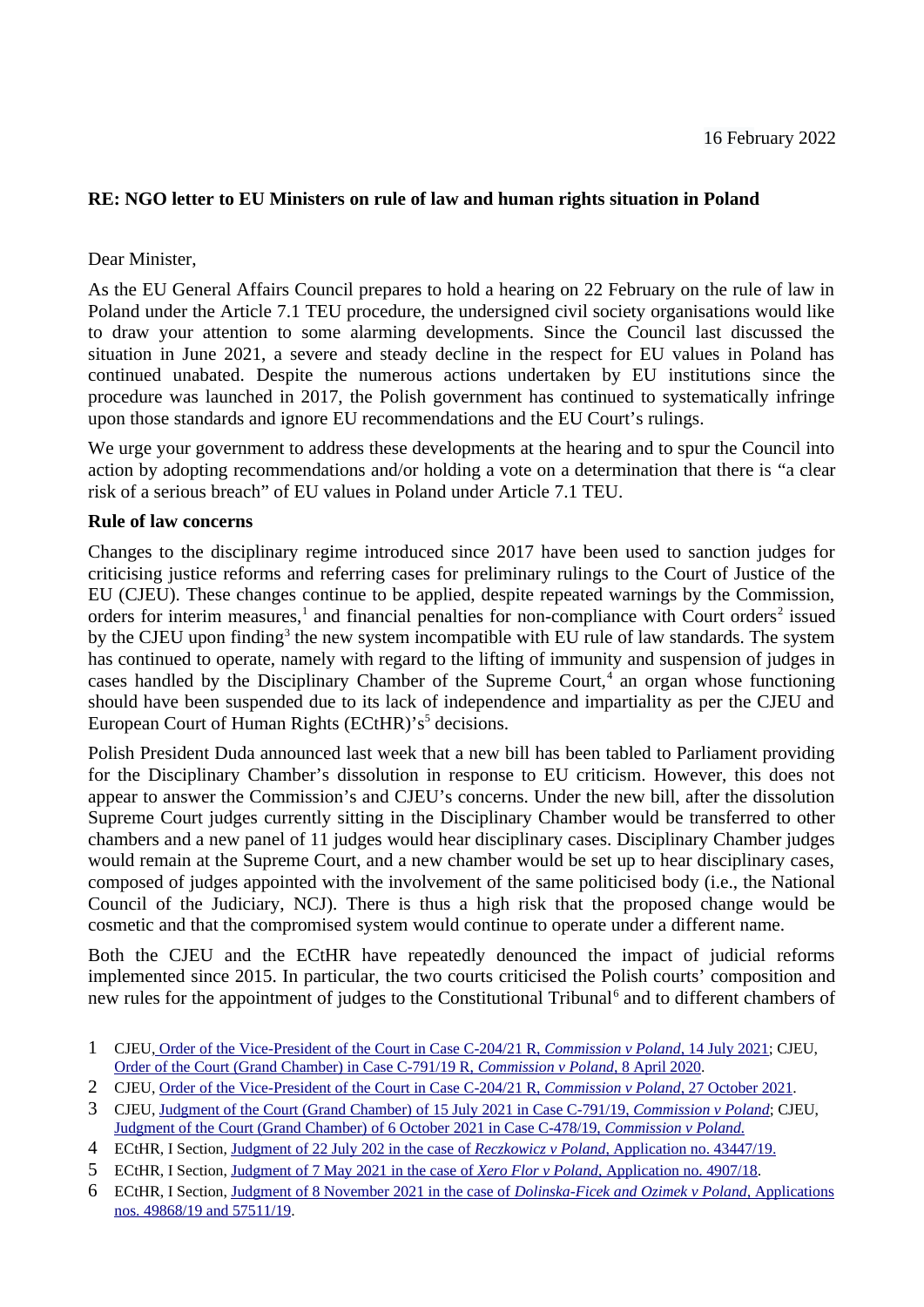16 February 2022

**RE: NGO letter to EU Ministers on rule of law and human rights situation in Poland**

Dear Minister,

As the EU General Affairs Council prepares to hold a hearing on 22 February on the rule of law in Poland under the Article 7.1 TEU procedure, the undersigned civil society organisations would like to draw your attention to some alarming developments. Since the Council last discussed the situation in June 2021, a severe and steady decline in the respect for EU values in Poland has continued unabated. Despite the numerous actions undertaken by EU institutions since the procedure was launched in 2017, the Polish government has continued to systematically infringe upon those standards and ignore EU recommendations and the EU Court's rulings.

We urge your government to address these developments at the hearing and to spur the Council into action by adopting recommendations and/or holding a vote on a determination that there is "a clear risk of a serious breach" of EU values in Poland under Article 7.1 TEU.

**Rule of law concerns**

Changes to the disciplinary regime introduced since 2017 have been used to sanction judges for criticising justice reforms and referring cases for preliminary rulings to the Court of Justice of the EU (CJEU). These changes continue to be applied, despite repeated warnings by the Commission, orders for interim measures,[1] and financial penalties for non-compliance with Court orders[2] issued by the CJEU upon finding[3] the new system incompatible with EU rule of law standards. The system has continued to operate, namely with regard to the lifting of immunity and suspension of judges in cases handled by the Disciplinary Chamber of the Supreme Court,[4] an organ whose functioning should have been suspended due to its lack of independence and impartiality as per the CJEU and European Court of Human Rights (ECtHR)'s[5] decisions.

Polish President Duda announced last week that a new bill has been tabled to Parliament providing for the Disciplinary Chamber's dissolution in response to EU criticism. However, this does not appear to answer the Commission's and CJEU's concerns. Under the new bill, after the dissolution Supreme Court judges currently sitting in the Disciplinary Chamber would be transferred to other chambers and a new panel of 11 judges would hear disciplinary cases. Disciplinary Chamber judges would remain at the Supreme Court, and a new chamber would be set up to hear disciplinary cases, composed of judges appointed with the involvement of the same politicised body (i.e., the National Council of the Judiciary, NCJ). There is thus a high risk that the proposed change would be cosmetic and that the compromised system would continue to operate under a different name.

Both the CJEU and the ECtHR have repeatedly denounced the impact of judicial reforms implemented since 2015. In particular, the two courts criticised the Polish courts' composition and new rules for the appointment of judges to the Constitutional Tribunal[6] and to different chambers of

---

1 CJEU, Order of the Vice-President of the Court in Case C-204/21 R, *Commission v Poland*, 14 July 2021; CJEU, Order of the Court (Grand Chamber) in Case C-791/19 R, *Commission v Poland*, 8 April 2020.

2 CJEU, Order of the Vice-President of the Court in Case C-204/21 R, *Commission v Poland*, 27 October 2021.

3 CJEU, Judgment of the Court (Grand Chamber) of 15 July 2021 in Case C-791/19, *Commission v Poland*; CJEU, Judgment of the Court (Grand Chamber) of 6 October 2021 in Case C-478/19, *Commission v Poland.*

4 ECtHR, I Section, Judgment of 22 July 202 in the case of *Reczkowicz v Poland*, Application no. 43447/19.

5 ECtHR, I Section, Judgment of 7 May 2021 in the case of *Xero Flor v Poland*, Application no. 4907/18.

6 ECtHR, I Section, Judgment of 8 November 2021 in the case of *Dolinska-Ficek and Ozimek v Poland*, Applications nos. 49868/19 and 57511/19.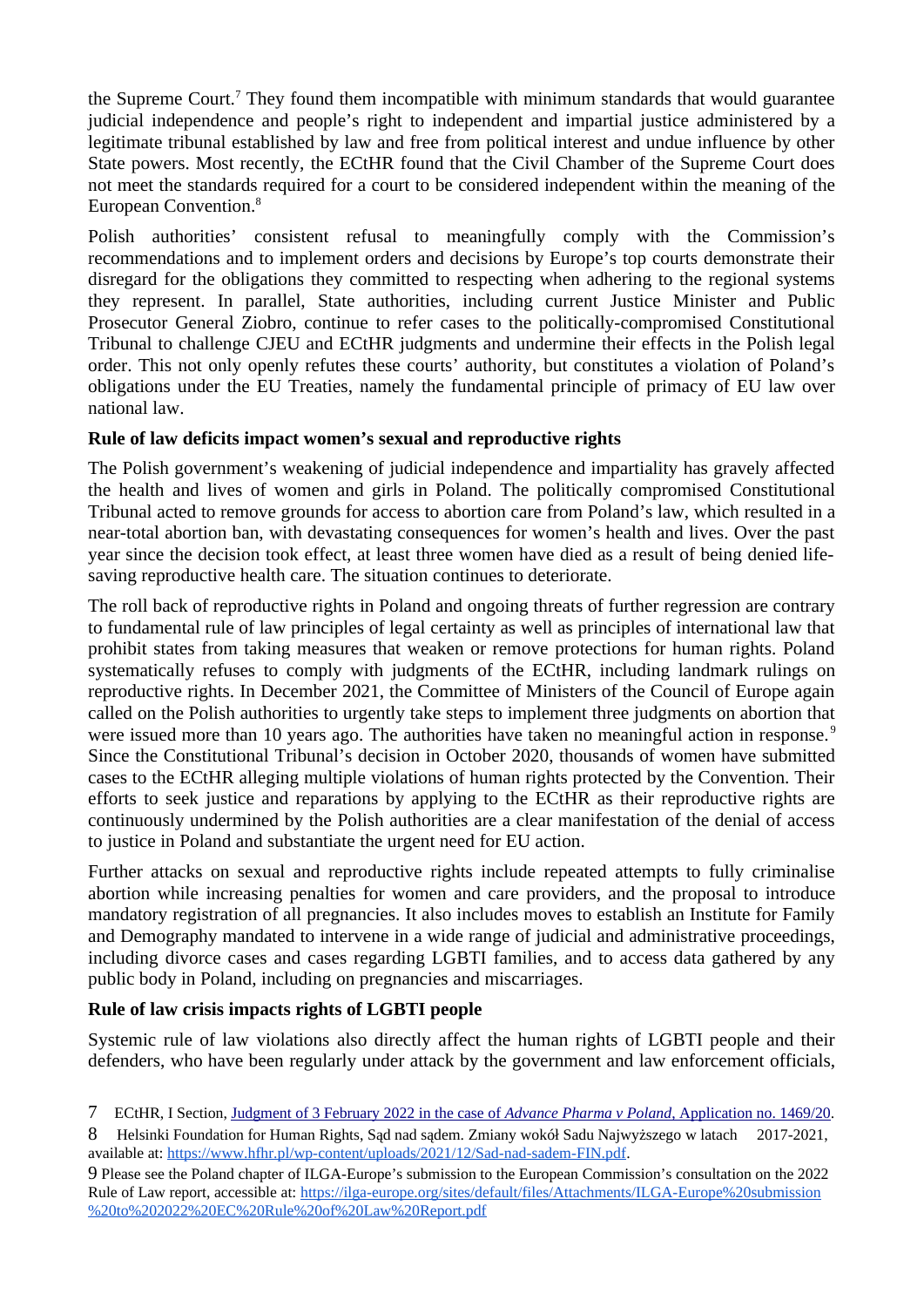the Supreme Court.[7] They found them incompatible with minimum standards that would guarantee judicial independence and people's right to independent and impartial justice administered by a legitimate tribunal established by law and free from political interest and undue influence by other State powers. Most recently, the ECtHR found that the Civil Chamber of the Supreme Court does not meet the standards required for a court to be considered independent within the meaning of the European Convention.[8]

Polish authorities' consistent refusal to meaningfully comply with the Commission's recommendations and to implement orders and decisions by Europe's top courts demonstrate their disregard for the obligations they committed to respecting when adhering to the regional systems they represent. In parallel, State authorities, including current Justice Minister and Public Prosecutor General Ziobro, continue to refer cases to the politically-compromised Constitutional Tribunal to challenge CJEU and ECtHR judgments and undermine their effects in the Polish legal order. This not only openly refutes these courts' authority, but constitutes a violation of Poland's obligations under the EU Treaties, namely the fundamental principle of primacy of EU law over national law.

**Rule of law deficits impact women's sexual and reproductive rights**

The Polish government's weakening of judicial independence and impartiality has gravely affected the health and lives of women and girls in Poland. The politically compromised Constitutional Tribunal acted to remove grounds for access to abortion care from Poland's law, which resulted in a near-total abortion ban, with devastating consequences for women's health and lives. Over the past year since the decision took effect, at least three women have died as a result of being denied life-saving reproductive health care. The situation continues to deteriorate.

The roll back of reproductive rights in Poland and ongoing threats of further regression are contrary to fundamental rule of law principles of legal certainty as well as principles of international law that prohibit states from taking measures that weaken or remove protections for human rights. Poland systematically refuses to comply with judgments of the ECtHR, including landmark rulings on reproductive rights. In December 2021, the Committee of Ministers of the Council of Europe again called on the Polish authorities to urgently take steps to implement three judgments on abortion that were issued more than 10 years ago. The authorities have taken no meaningful action in response.[9] Since the Constitutional Tribunal's decision in October 2020, thousands of women have submitted cases to the ECtHR alleging multiple violations of human rights protected by the Convention. Their efforts to seek justice and reparations by applying to the ECtHR as their reproductive rights are continuously undermined by the Polish authorities are a clear manifestation of the denial of access to justice in Poland and substantiate the urgent need for EU action.

Further attacks on sexual and reproductive rights include repeated attempts to fully criminalise abortion while increasing penalties for women and care providers, and the proposal to introduce mandatory registration of all pregnancies. It also includes moves to establish an Institute for Family and Demography mandated to intervene in a wide range of judicial and administrative proceedings, including divorce cases and cases regarding LGBTI families, and to access data gathered by any public body in Poland, including on pregnancies and miscarriages.

**Rule of law crisis impacts rights of LGBTI people**

Systemic rule of law violations also directly affect the human rights of LGBTI people and their defenders, who have been regularly under attack by the government and law enforcement officials,

---

7 ECtHR, I Section, Judgment of 3 February 2022 in the case of *Advance Pharma v Poland*, Application no. 1469/20.

8 Helsinki Foundation for Human Rights, Sąd nad sądem. Zmiany wokół Sadu Najwyższego w latach 2017-2021, available at: https://www.hfhr.pl/wp-content/uploads/2021/12/Sad-nad-sadem-FIN.pdf.

9 Please see the Poland chapter of ILGA-Europe's submission to the European Commission's consultation on the 2022 Rule of Law report, accessible at: https://ilga-europe.org/sites/default/files/Attachments/ILGA-Europe%20submission%20to%202022%20EC%20Rule%20of%20Law%20Report.pdf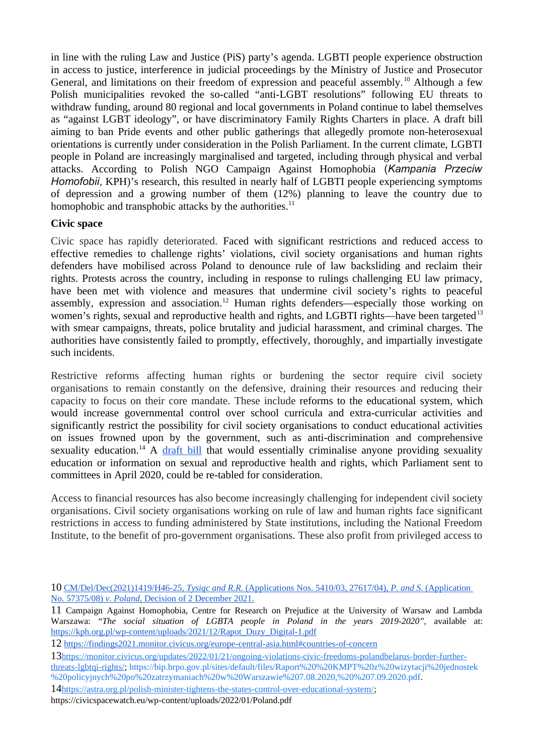in line with the ruling Law and Justice (PiS) party's agenda. LGBTI people experience obstruction in access to justice, interference in judicial proceedings by the Ministry of Justice and Prosecutor General, and limitations on their freedom of expression and peaceful assembly.[10] Although a few Polish municipalities revoked the so-called "anti-LGBT resolutions" following EU threats to withdraw funding, around 80 regional and local governments in Poland continue to label themselves as "against LGBT ideology", or have discriminatory Family Rights Charters in place. A draft bill aiming to ban Pride events and other public gatherings that allegedly promote non-heterosexual orientations is currently under consideration in the Polish Parliament. In the current climate, LGBTI people in Poland are increasingly marginalised and targeted, including through physical and verbal attacks. According to Polish NGO Campaign Against Homophobia (*Kampania Przeciw Homofobii*, KPH)'s research, this resulted in nearly half of LGBTI people experiencing symptoms of depression and a growing number of them (12%) planning to leave the country due to homophobic and transphobic attacks by the authorities.[11]

**Civic space**

Civic space has rapidly deteriorated. Faced with significant restrictions and reduced access to effective remedies to challenge rights' violations, civil society organisations and human rights defenders have mobilised across Poland to denounce rule of law backsliding and reclaim their rights. Protests across the country, including in response to rulings challenging EU law primacy, have been met with violence and measures that undermine civil society's rights to peaceful assembly, expression and association.[12] Human rights defenders—especially those working on women's rights, sexual and reproductive health and rights, and LGBTI rights—have been targeted[13] with smear campaigns, threats, police brutality and judicial harassment, and criminal charges. The authorities have consistently failed to promptly, effectively, thoroughly, and impartially investigate such incidents.

Restrictive reforms affecting human rights or burdening the sector require civil society organisations to remain constantly on the defensive, draining their resources and reducing their capacity to focus on their core mandate. These include reforms to the educational system, which would increase governmental control over school curricula and extra-curricular activities and significantly restrict the possibility for civil society organisations to conduct educational activities on issues frowned upon by the government, such as anti-discrimination and comprehensive sexuality education.[14] A draft bill that would essentially criminalise anyone providing sexuality education or information on sexual and reproductive health and rights, which Parliament sent to committees in April 2020, could be re-tabled for consideration.

Access to financial resources has also become increasingly challenging for independent civil society organisations. Civil society organisations working on rule of law and human rights face significant restrictions in access to funding administered by State institutions, including the National Freedom Institute, to the benefit of pro-government organisations. These also profit from privileged access to

---

10 CM/Del/Dec(2021)1419/H46-25, *Tysiąc and R.R.* (Applications Nos. 5410/03, 27617/04), *P. and S.* (Application No. 57375/08) *v. Poland*, Decision of 2 December 2021.

11 Campaign Against Homophobia, Centre for Research on Prejudice at the University of Warsaw and Lambda Warszawa: "*The social situation of LGBTA people in Poland in the years 2019-2020*", available at: https://kph.org.pl/wp-content/uploads/2021/12/Rapot_Duzy_Digital-1.pdf

12 https://findings2021.monitor.civicus.org/europe-central-asia.html#countries-of-concern

13 https://monitor.civicus.org/updates/2022/01/21/ongoing-violations-civic-freedoms-polandbelarus-border-further-threats-lgbtqi-rights/; https://bip.brpo.gov.pl/sites/default/files/Raport%20%20KMPT%20z%20wizytacji%20jednostek%20policyjnych%20po%20zatrzymaniach%20w%20Warszawie%207.08.2020,%20%207.09.2020.pdf.

14 https://astra.org.pl/polish-minister-tightens-the-states-control-over-educational-system/; https://civicspacewatch.eu/wp-content/uploads/2022/01/Poland.pdf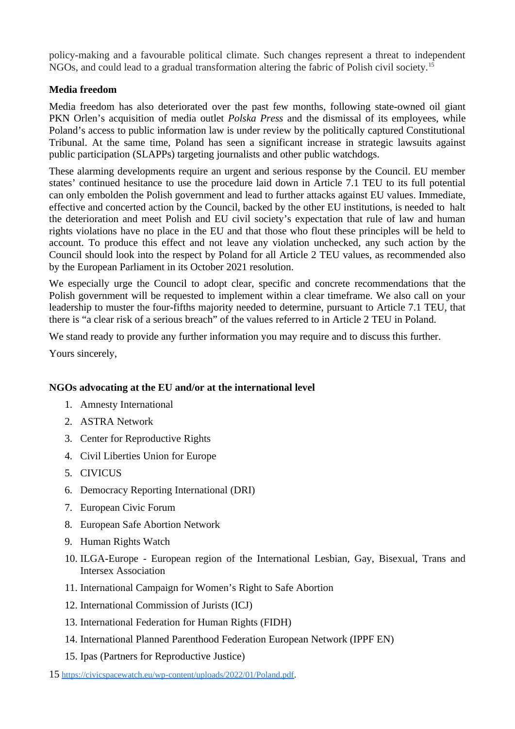policy-making and a favourable political climate. Such changes represent a threat to independent NGOs, and could lead to a gradual transformation altering the fabric of Polish civil society.[15]

**Media freedom**

Media freedom has also deteriorated over the past few months, following state-owned oil giant PKN Orlen's acquisition of media outlet *Polska Press* and the dismissal of its employees, while Poland's access to public information law is under review by the politically captured Constitutional Tribunal. At the same time, Poland has seen a significant increase in strategic lawsuits against public participation (SLAPPs) targeting journalists and other public watchdogs.

These alarming developments require an urgent and serious response by the Council. EU member states' continued hesitance to use the procedure laid down in Article 7.1 TEU to its full potential can only embolden the Polish government and lead to further attacks against EU values. Immediate, effective and concerted action by the Council, backed by the other EU institutions, is needed to halt the deterioration and meet Polish and EU civil society's expectation that rule of law and human rights violations have no place in the EU and that those who flout these principles will be held to account. To produce this effect and not leave any violation unchecked, any such action by the Council should look into the respect by Poland for all Article 2 TEU values, as recommended also by the European Parliament in its October 2021 resolution.

We especially urge the Council to adopt clear, specific and concrete recommendations that the Polish government will be requested to implement within a clear timeframe. We also call on your leadership to muster the four-fifths majority needed to determine, pursuant to Article 7.1 TEU, that there is "a clear risk of a serious breach" of the values referred to in Article 2 TEU in Poland.

We stand ready to provide any further information you may require and to discuss this further.

Yours sincerely,

**NGOs advocating at the EU and/or at the international level**

1. Amnesty International
2. ASTRA Network
3. Center for Reproductive Rights
4. Civil Liberties Union for Europe
5. CIVICUS
6. Democracy Reporting International (DRI)
7. European Civic Forum
8. European Safe Abortion Network
9. Human Rights Watch
10. ILGA-Europe - European region of the International Lesbian, Gay, Bisexual, Trans and Intersex Association
11. International Campaign for Women's Right to Safe Abortion
12. International Commission of Jurists (ICJ)
13. International Federation for Human Rights (FIDH)
14. International Planned Parenthood Federation European Network (IPPF EN)
15. Ipas (Partners for Reproductive Justice)

15 https://civicspacewatch.eu/wp-content/uploads/2022/01/Poland.pdf.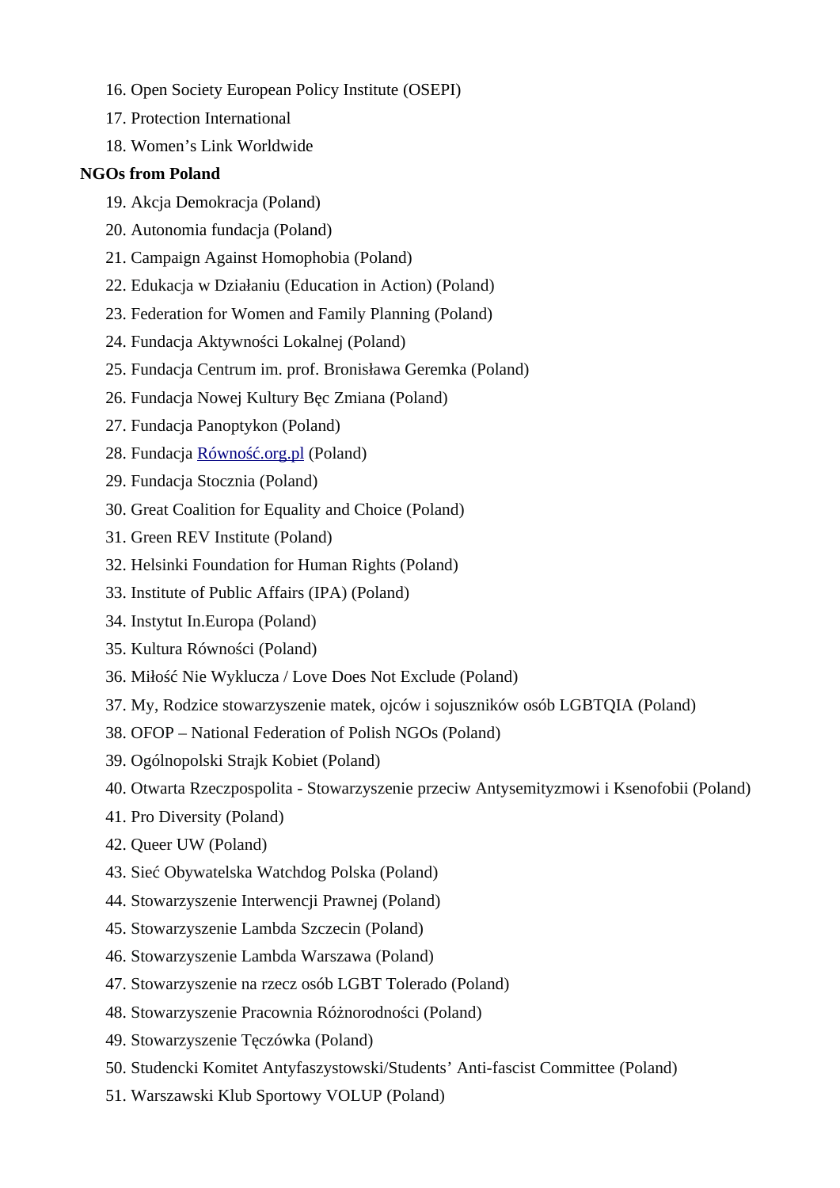16. Open Society European Policy Institute (OSEPI)
17. Protection International
18. Women's Link Worldwide

**NGOs from Poland**

19. Akcja Demokracja (Poland)
20. Autonomia fundacja (Poland)
21. Campaign Against Homophobia (Poland)
22. Edukacja w Działaniu (Education in Action) (Poland)
23. Federation for Women and Family Planning (Poland)
24. Fundacja Aktywności Lokalnej (Poland)
25. Fundacja Centrum im. prof. Bronisława Geremka (Poland)
26. Fundacja Nowej Kultury Bęc Zmiana (Poland)
27. Fundacja Panoptykon (Poland)
28. Fundacja Równość.org.pl (Poland)
29. Fundacja Stocznia (Poland)
30. Great Coalition for Equality and Choice (Poland)
31. Green REV Institute (Poland)
32. Helsinki Foundation for Human Rights (Poland)
33. Institute of Public Affairs (IPA) (Poland)
34. Instytut In.Europa (Poland)
35. Kultura Równości (Poland)
36. Miłość Nie Wyklucza / Love Does Not Exclude (Poland)
37. My, Rodzice stowarzyszenie matek, ojców i sojuszników osób LGBTQIA (Poland)
38. OFOP – National Federation of Polish NGOs (Poland)
39. Ogólnopolski Strajk Kobiet (Poland)
40. Otwarta Rzeczpospolita - Stowarzyszenie przeciw Antysemityzmowi i Ksenofobii (Poland)
41. Pro Diversity (Poland)
42. Queer UW (Poland)
43. Sieć Obywatelska Watchdog Polska (Poland)
44. Stowarzyszenie Interwencji Prawnej (Poland)
45. Stowarzyszenie Lambda Szczecin (Poland)
46. Stowarzyszenie Lambda Warszawa (Poland)
47. Stowarzyszenie na rzecz osób LGBT Tolerado (Poland)
48. Stowarzyszenie Pracownia Różnorodności (Poland)
49. Stowarzyszenie Tęczówka (Poland)
50. Studencki Komitet Antyfaszystowski/Students' Anti-fascist Committee (Poland)
51. Warszawski Klub Sportowy VOLUP (Poland)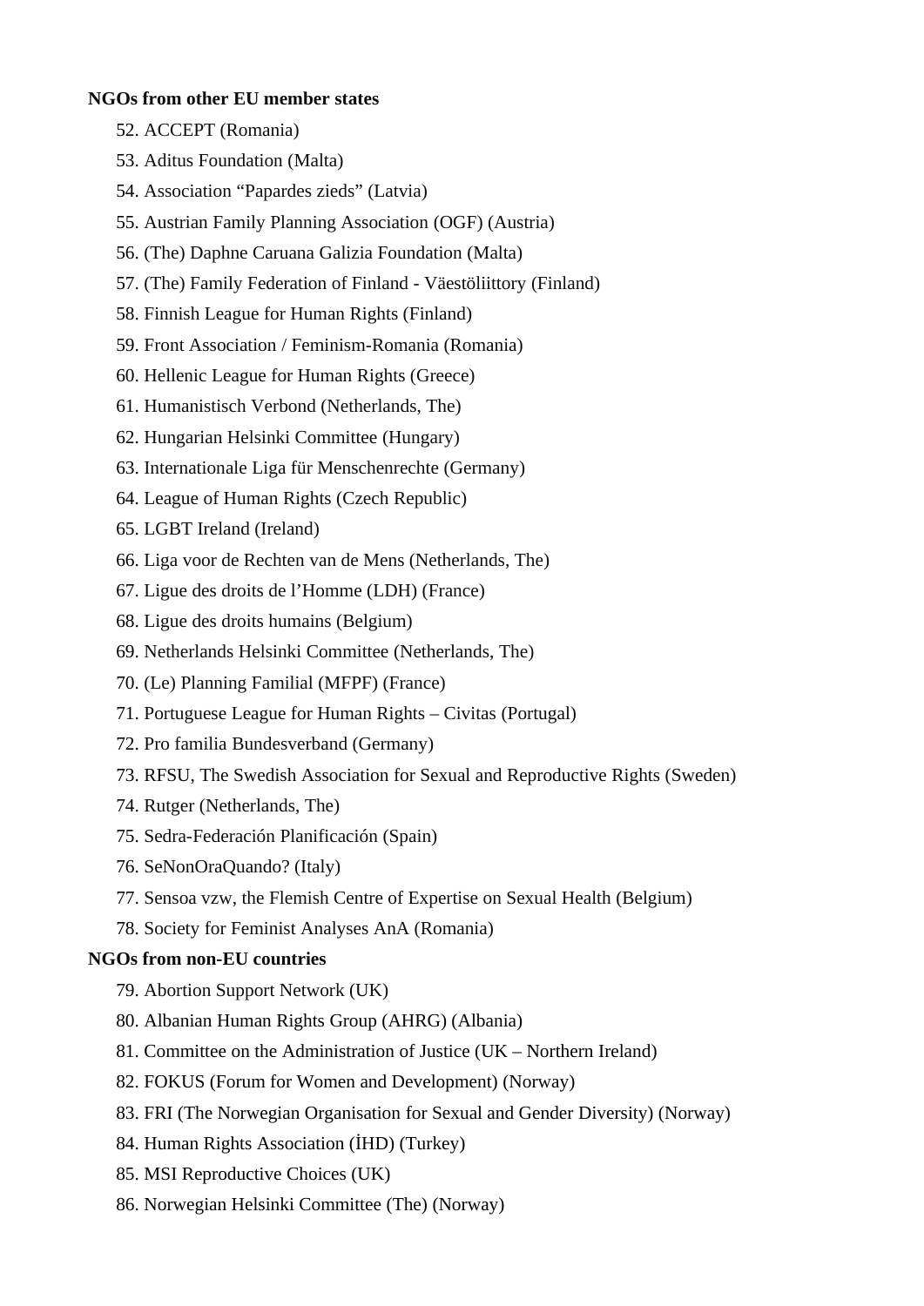**NGOs from other EU member states**

52. ACCEPT (Romania)
53. Aditus Foundation (Malta)
54. Association “Papardes zieds” (Latvia)
55. Austrian Family Planning Association (OGF) (Austria)
56. (The) Daphne Caruana Galizia Foundation (Malta)
57. (The) Family Federation of Finland - Väestöliittory (Finland)
58. Finnish League for Human Rights (Finland)
59. Front Association / Feminism-Romania (Romania)
60. Hellenic League for Human Rights (Greece)
61. Humanistisch Verbond (Netherlands, The)
62. Hungarian Helsinki Committee (Hungary)
63. Internationale Liga für Menschenrechte (Germany)
64. League of Human Rights (Czech Republic)
65. LGBT Ireland (Ireland)
66. Liga voor de Rechten van de Mens (Netherlands, The)
67. Ligue des droits de l’Homme (LDH) (France)
68. Ligue des droits humains (Belgium)
69. Netherlands Helsinki Committee (Netherlands, The)
70. (Le) Planning Familial (MFPF) (France)
71. Portuguese League for Human Rights – Civitas (Portugal)
72. Pro familia Bundesverband (Germany)
73. RFSU, The Swedish Association for Sexual and Reproductive Rights (Sweden)
74. Rutger (Netherlands, The)
75. Sedra-Federación Planificación (Spain)
76. SeNonOraQuando? (Italy)
77. Sensoa vzw, the Flemish Centre of Expertise on Sexual Health (Belgium)
78. Society for Feminist Analyses AnA (Romania)

**NGOs from non-EU countries**

79. Abortion Support Network (UK)
80. Albanian Human Rights Group (AHRG) (Albania)
81. Committee on the Administration of Justice (UK – Northern Ireland)
82. FOKUS (Forum for Women and Development) (Norway)
83. FRI (The Norwegian Organisation for Sexual and Gender Diversity) (Norway)
84. Human Rights Association (İHD) (Turkey)
85. MSI Reproductive Choices (UK)
86. Norwegian Helsinki Committee (The) (Norway)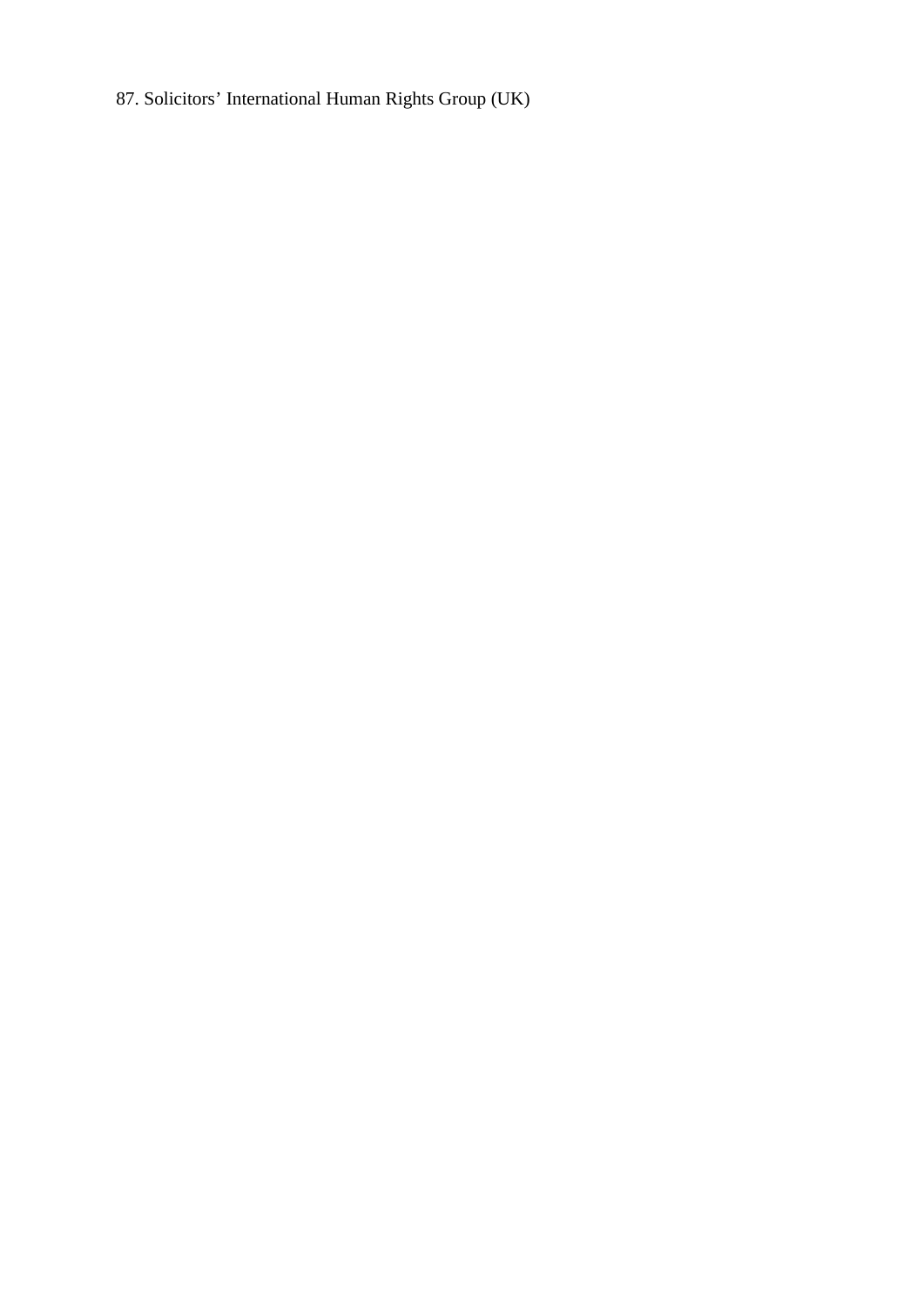87. Solicitors' International Human Rights Group (UK)